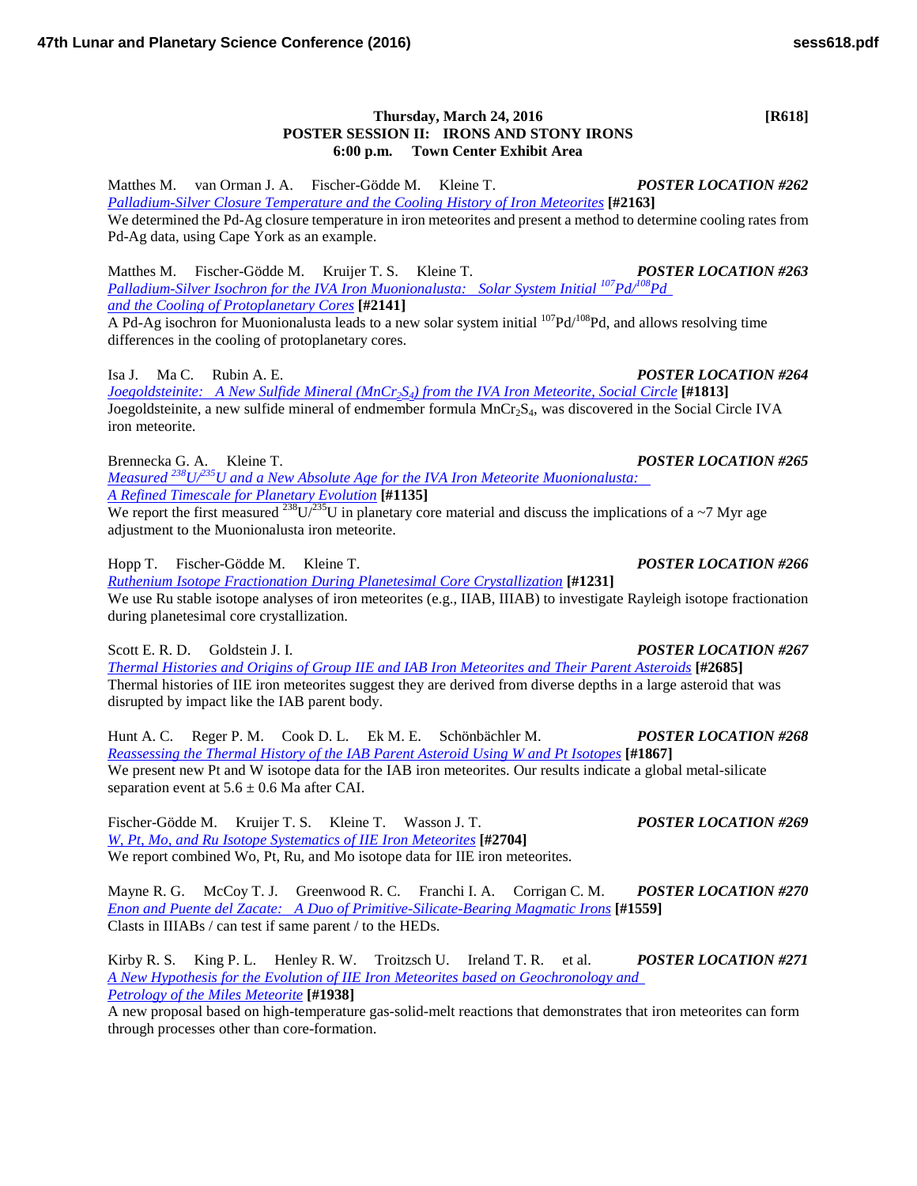**Thursday, March 24, 2016 [R618]**

**POSTER SESSION II: IRONS AND STONY IRONS**

**6:00 p.m. Town Center Exhibit Area**

Matthes M. van Orman J. A. Fischer-Gödde M. Kleine T. ***POSTER LOCATION #262***

*Palladium-Silver Closure Temperature and the Cooling History of Iron Meteorites* **[#2163]**

We determined the Pd-Ag closure temperature in iron meteorites and present a method to determine cooling rates from Pd-Ag data, using Cape York as an example.

Matthes M. Fischer-Gödde M. Kruijer T. S. Kleine T. ***POSTER LOCATION #263***

*Palladium-Silver Isochron for the IVA Iron Muonionalusta: Solar System Initial $^{107}Pd/^{108}Pd$ and the Cooling of Protoplanetary Cores* **[#2141]**

A Pd-Ag isochron for Muonionalusta leads to a new solar system initial $^{107}Pd/^{108}Pd$, and allows resolving time differences in the cooling of protoplanetary cores.

Isa J. Ma C. Rubin A. E. ***POSTER LOCATION #264***

*Joegoldsteinite: A New Sulfide Mineral ($MnCr_2S_4$) from the IVA Iron Meteorite, Social Circle* **[#1813]**

Joegoldsteinite, a new sulfide mineral of endmember formula $MnCr_2S_4$, was discovered in the Social Circle IVA iron meteorite.

Brennecka G. A. Kleine T. ***POSTER LOCATION #265***

*Measured $^{238}U/^{235}U$ and a New Absolute Age for the IVA Iron Meteorite Muonionalusta: A Refined Timescale for Planetary Evolution* **[#1135]**

We report the first measured $^{238}U/^{235}U$ in planetary core material and discuss the implications of a ~7 Myr age adjustment to the Muonionalusta iron meteorite.

Hopp T. Fischer-Gödde M. Kleine T. ***POSTER LOCATION #266***

*Ruthenium Isotope Fractionation During Planetesimal Core Crystallization* **[#1231]**

We use Ru stable isotope analyses of iron meteorites (e.g., IIAB, IIIAB) to investigate Rayleigh isotope fractionation during planetesimal core crystallization.

Scott E. R. D. Goldstein J. I. ***POSTER LOCATION #267***

*Thermal Histories and Origins of Group IIE and IAB Iron Meteorites and Their Parent Asteroids* **[#2685]**

Thermal histories of IIE iron meteorites suggest they are derived from diverse depths in a large asteroid that was disrupted by impact like the IAB parent body.

Hunt A. C. Reger P. M. Cook D. L. Ek M. E. Schönbächler M. ***POSTER LOCATION #268***

*Reassessing the Thermal History of the IAB Parent Asteroid Using W and Pt Isotopes* **[#1867]**

We present new Pt and W isotope data for the IAB iron meteorites. Our results indicate a global metal-silicate separation event at $5.6 \pm 0.6$ Ma after CAI.

Fischer-Gödde M. Kruijer T. S. Kleine T. Wasson J. T. ***POSTER LOCATION #269***

*W, Pt, Mo, and Ru Isotope Systematics of IIE Iron Meteorites* **[#2704]**

We report combined Wo, Pt, Ru, and Mo isotope data for IIE iron meteorites.

Mayne R. G. McCoy T. J. Greenwood R. C. Franchi I. A. Corrigan C. M. ***POSTER LOCATION #270***

*Enon and Puente del Zacate: A Duo of Primitive-Silicate-Bearing Magmatic Irons* **[#1559]**

Clasts in IIIABs / can test if same parent / to the HEDs.

Kirby R. S. King P. L. Henley R. W. Troitzsch U. Ireland T. R. et al. ***POSTER LOCATION #271***

*A New Hypothesis for the Evolution of IIE Iron Meteorites based on Geochronology and Petrology of the Miles Meteorite* **[#1938]**

A new proposal based on high-temperature gas-solid-melt reactions that demonstrates that iron meteorites can form through processes other than core-formation.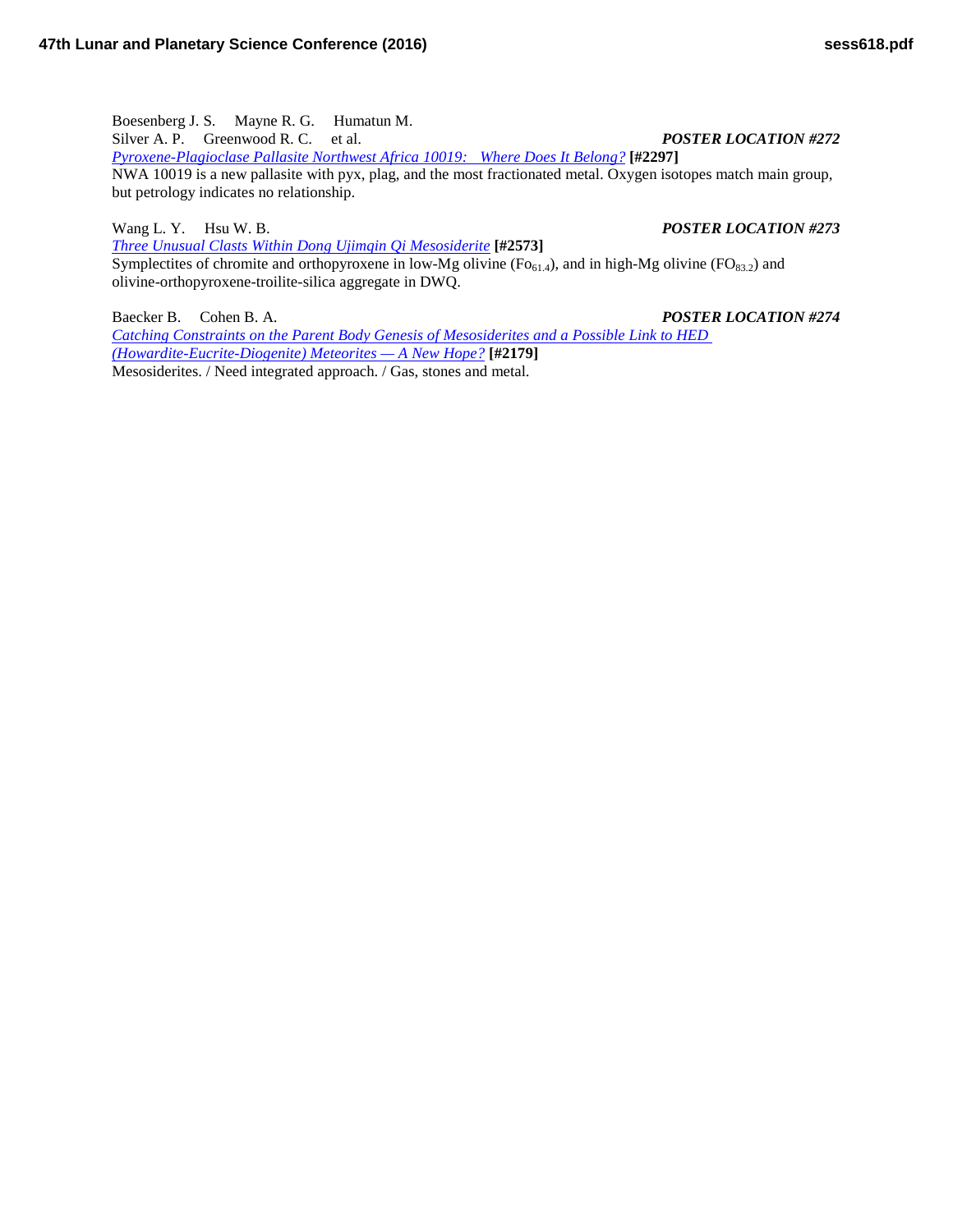Boesenberg J. S. Mayne R. G. Humatun M.
Silver A. P. Greenwood R. C. et al. ***POSTER LOCATION #272***

*Pyroxene-Plagioclase Pallasite Northwest Africa 10019: Where Does It Belong?* **[#2297]**

NWA 10019 is a new pallasite with pyx, plag, and the most fractionated metal. Oxygen isotopes match main group, but petrology indicates no relationship.

Wang L. Y. Hsu W. B. ***POSTER LOCATION #273***

*Three Unusual Clasts Within Dong Ujimqin Qi Mesosiderite* **[#2573]**

Symplectites of chromite and orthopyroxene in low-Mg olivine ($Fo_{61.4}$), and in high-Mg olivine ($FO_{83.2}$) and olivine-orthopyroxene-troilite-silica aggregate in DWQ.

Baecker B. Cohen B. A. ***POSTER LOCATION #274***

*Catching Constraints on the Parent Body Genesis of Mesosiderites and a Possible Link to HED (Howardite-Eucrite-Diogenite) Meteorites — A New Hope?* **[#2179]**

Mesosiderites. / Need integrated approach. / Gas, stones and metal.